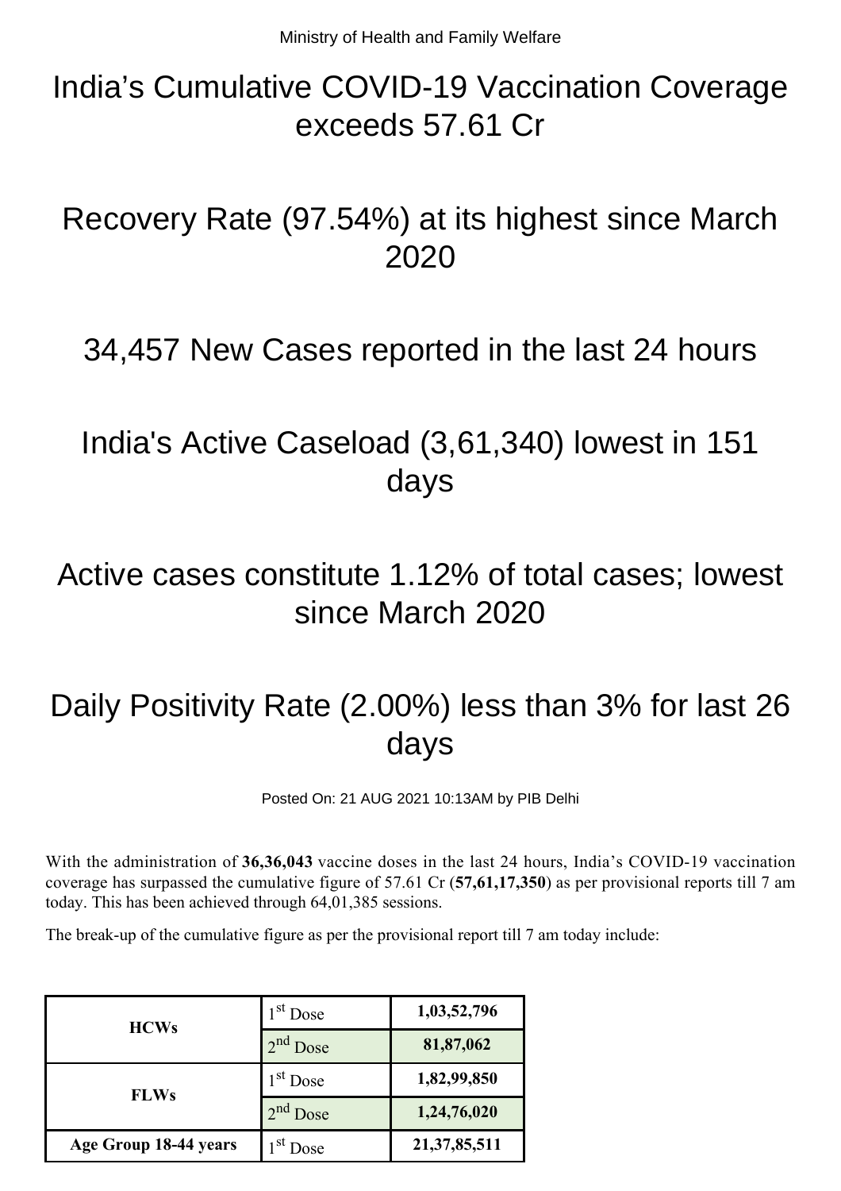Ministry of Health and Family Welfare

# India's Cumulative COVID-19 Vaccination Coverage exceeds 57.61 Cr

# Recovery Rate (97.54%) at its highest since March 2020

# 34,457 New Cases reported in the last 24 hours

# India's Active Caseload (3,61,340) lowest in 151 days

# Active cases constitute 1.12% of total cases; lowest since March 2020

# Daily Positivity Rate (2.00%) less than 3% for last 26 days

Posted On: 21 AUG 2021 10:13AM by PIB Delhi

With the administration of **36,36,043** vaccine doses in the last 24 hours, India's COVID-19 vaccination coverage has surpassed the cumulative figure of 57.61 Cr (**57,61,17,350**) as per provisional reports till 7 am today. This has been achieved through 64,01,385 sessions.

The break-up of the cumulative figure as per the provisional report till 7 am today include:

| | | |
|---|---|---|
| **HCWs** | 1st Dose | **1,03,52,796** |
| | 2nd Dose | **81,87,062** |
| **FLWs** | 1st Dose | **1,82,99,850** |
| | 2nd Dose | **1,24,76,020** |
| **Age Group 18-44 years** | 1st Dose | **21,37,85,511** |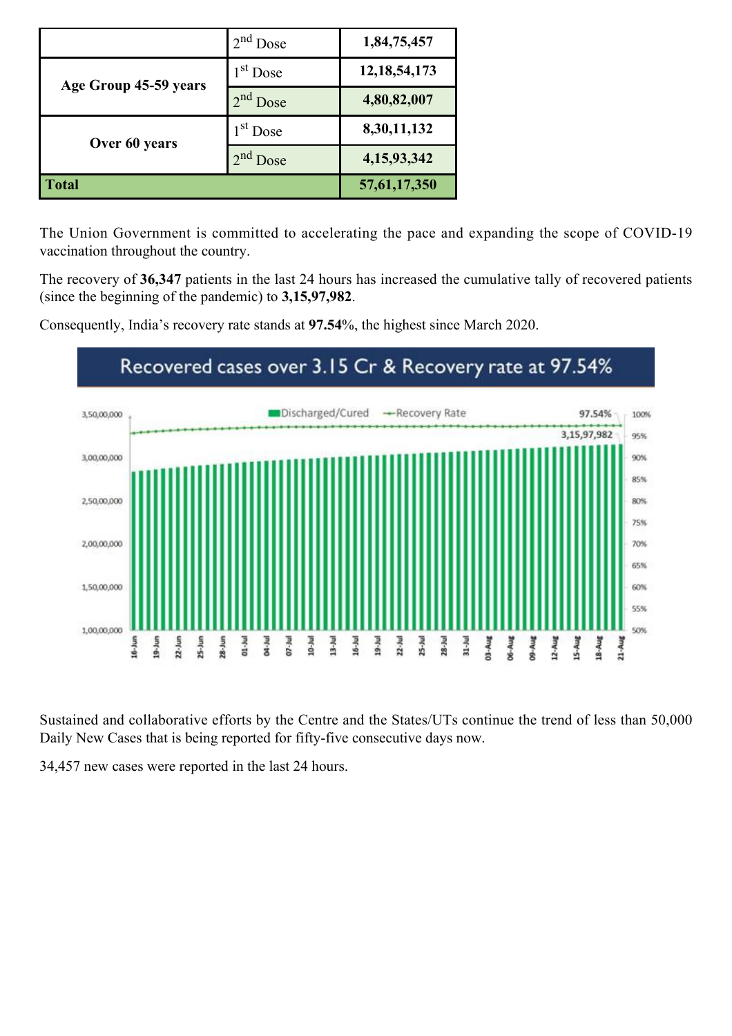| | | |
|---|---|---|
| | 2nd Dose | **1,84,75,457** |
| **Age Group 45-59 years** | 1st Dose | **12,18,54,173** |
| | 2nd Dose | **4,80,82,007** |
| **Over 60 years** | 1st Dose | **8,30,11,132** |
| | 2nd Dose | **4,15,93,342** |
| **Total** | | **57,61,17,350** |

The Union Government is committed to accelerating the pace and expanding the scope of COVID-19 vaccination throughout the country.

The recovery of **36,347** patients in the last 24 hours has increased the cumulative tally of recovered patients (since the beginning of the pandemic) to **3,15,97,982**.

Consequently, India's recovery rate stands at **97.54**%, the highest since March 2020.

Sustained and collaborative efforts by the Centre and the States/UTs continue the trend of less than 50,000 Daily New Cases that is being reported for fifty-five consecutive days now.

34,457 new cases were reported in the last 24 hours.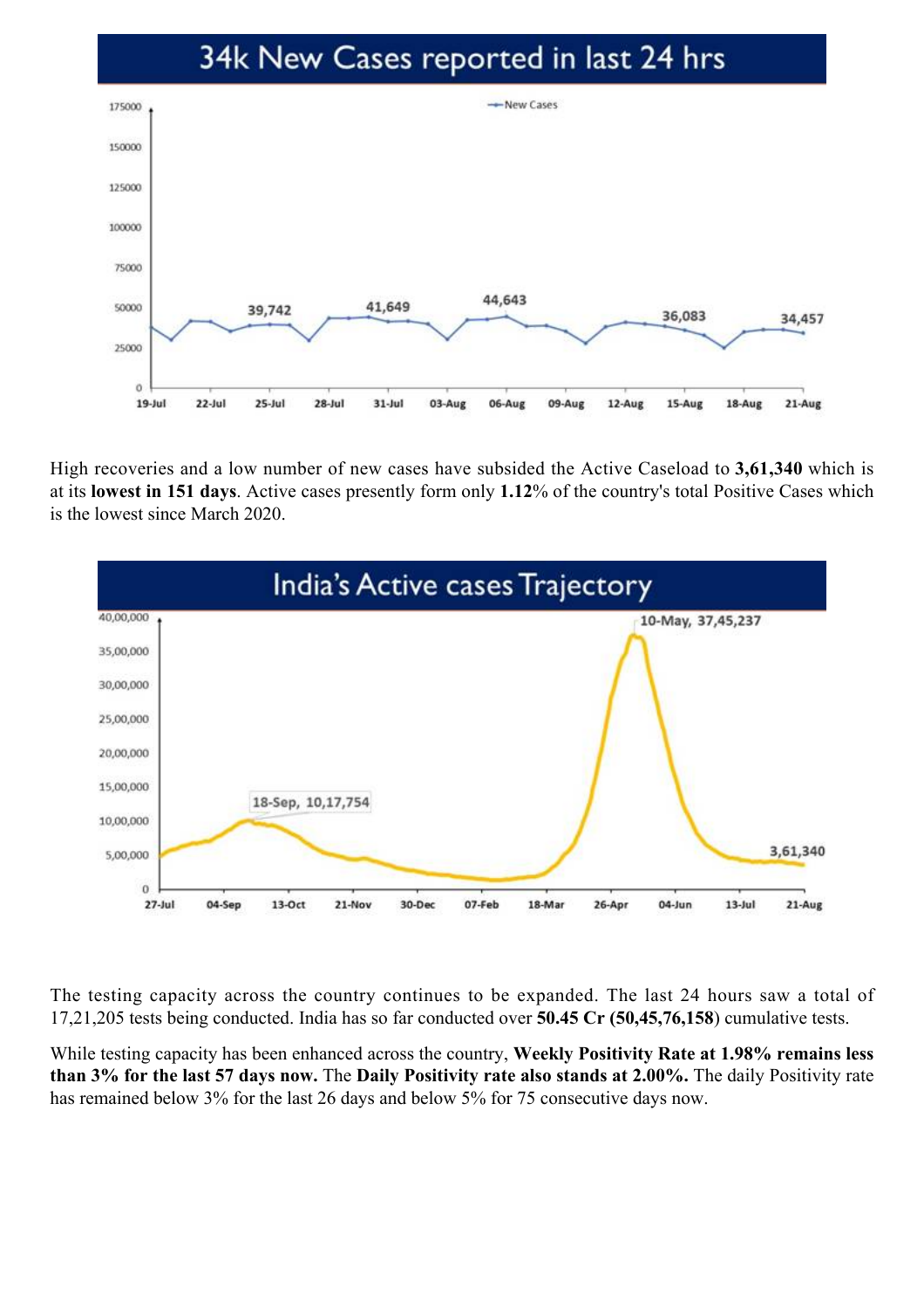## 34k New Cases reported in last 24 hrs

High recoveries and a low number of new cases have subsided the Active Caseload to **3,61,340** which is at its **lowest in 151 days**. Active cases presently form only **1.12**% of the country's total Positive Cases which is the lowest since March 2020.

## India's Active cases Trajectory

The testing capacity across the country continues to be expanded. The last 24 hours saw a total of 17,21,205 tests being conducted. India has so far conducted over **50.45 Cr (50,45,76,158**) cumulative tests.

While testing capacity has been enhanced across the country, **Weekly Positivity Rate at 1.98% remains less than 3% for the last 57 days now.** The **Daily Positivity rate also stands at 2.00%.** The daily Positivity rate has remained below 3% for the last 26 days and below 5% for 75 consecutive days now.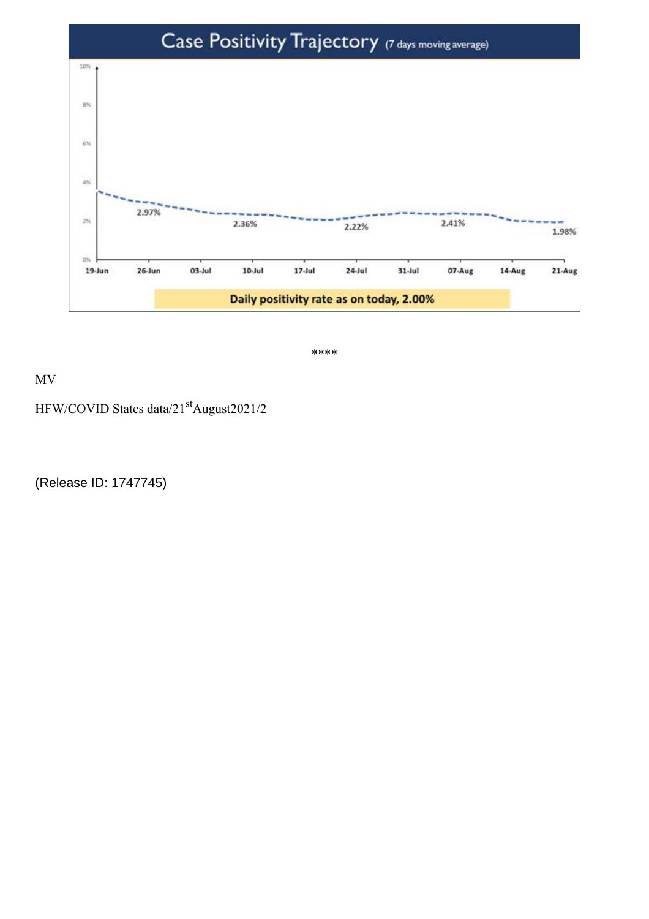Case Positivity Trajectory (7 days moving average)

10%
8%
6%
4%
2%
0%

2.97%
2.36%
2.22%
2.41%
1.98%

19-Jun 26-Jun 03-Jul 10-Jul 17-Jul 24-Jul 31-Jul 07-Aug 14-Aug 21-Aug

Daily positivity rate as on today, 2.00%

****

MV

HFW/COVID States data/21stAugust2021/2

(Release ID: 1747745)